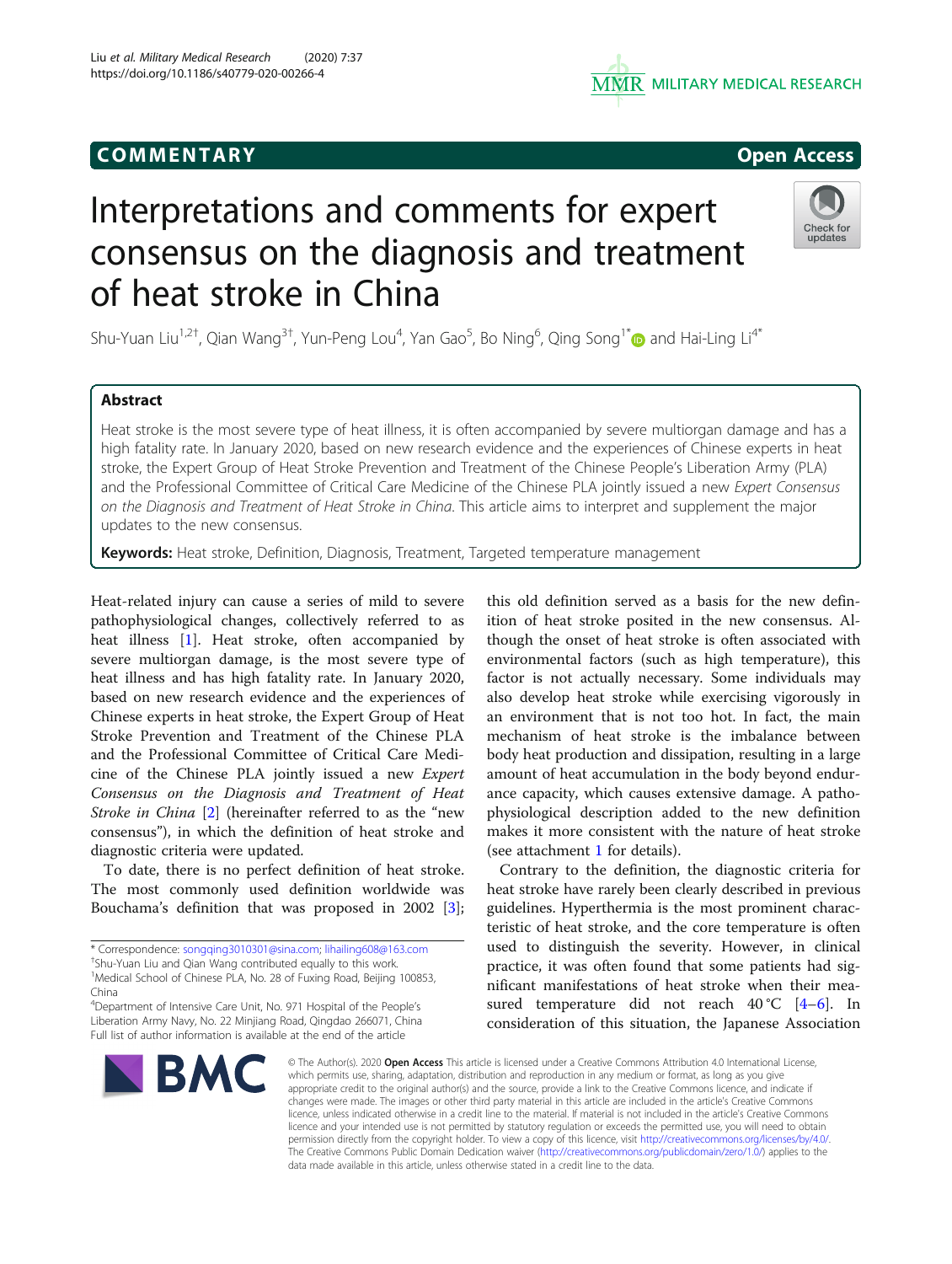COMMENTARY

Open Access

# Interpretations and comments for expert consensus on the diagnosis and treatment of heat stroke in China

Shu-Yuan Liu[1,2†], Qian Wang[3†], Yun-Peng Lou[4], Yan Gao[5], Bo Ning[6], Qing Song[1*] and Hai-Ling Li[4*]

## Abstract

Heat stroke is the most severe type of heat illness, it is often accompanied by severe multiorgan damage and has a high fatality rate. In January 2020, based on new research evidence and the experiences of Chinese experts in heat stroke, the Expert Group of Heat Stroke Prevention and Treatment of the Chinese People's Liberation Army (PLA) and the Professional Committee of Critical Care Medicine of the Chinese PLA jointly issued a new *Expert Consensus on the Diagnosis and Treatment of Heat Stroke in China*. This article aims to interpret and supplement the major updates to the new consensus.

**Keywords:** Heat stroke, Definition, Diagnosis, Treatment, Targeted temperature management

Heat-related injury can cause a series of mild to severe pathophysiological changes, collectively referred to as heat illness [1]. Heat stroke, often accompanied by severe multiorgan damage, is the most severe type of heat illness and has high fatality rate. In January 2020, based on new research evidence and the experiences of Chinese experts in heat stroke, the Expert Group of Heat Stroke Prevention and Treatment of the Chinese PLA and the Professional Committee of Critical Care Medicine of the Chinese PLA jointly issued a new *Expert Consensus on the Diagnosis and Treatment of Heat Stroke in China* [2] (hereinafter referred to as the "new consensus"), in which the definition of heat stroke and diagnostic criteria were updated.

To date, there is no perfect definition of heat stroke. The most commonly used definition worldwide was Bouchama's definition that was proposed in 2002 [3]; this old definition served as a basis for the new definition of heat stroke posited in the new consensus. Although the onset of heat stroke is often associated with environmental factors (such as high temperature), this factor is not actually necessary. Some individuals may also develop heat stroke while exercising vigorously in an environment that is not too hot. In fact, the main mechanism of heat stroke is the imbalance between body heat production and dissipation, resulting in a large amount of heat accumulation in the body beyond endurance capacity, which causes extensive damage. A pathophysiological description added to the new definition makes it more consistent with the nature of heat stroke (see attachment 1 for details).

Contrary to the definition, the diagnostic criteria for heat stroke have rarely been clearly described in previous guidelines. Hyperthermia is the most prominent characteristic of heat stroke, and the core temperature is often used to distinguish the severity. However, in clinical practice, it was often found that some patients had significant manifestations of heat stroke when their measured temperature did not reach 40 °C [4–6]. In consideration of this situation, the Japanese Association

* Correspondence: songqing3010301@sina.com; lihailing608@163.com
†Shu-Yuan Liu and Qian Wang contributed equally to this work.
[1]Medical School of Chinese PLA, No. 28 of Fuxing Road, Beijing 100853, China
[4]Department of Intensive Care Unit, No. 971 Hospital of the People's Liberation Army Navy, No. 22 Minjiang Road, Qingdao 266071, China
Full list of author information is available at the end of the article

© The Author(s). 2020 **Open Access** This article is licensed under a Creative Commons Attribution 4.0 International License, which permits use, sharing, adaptation, distribution and reproduction in any medium or format, as long as you give appropriate credit to the original author(s) and the source, provide a link to the Creative Commons licence, and indicate if changes were made. The images or other third party material in this article are included in the article's Creative Commons licence, unless indicated otherwise in a credit line to the material. If material is not included in the article's Creative Commons licence and your intended use is not permitted by statutory regulation or exceeds the permitted use, you will need to obtain permission directly from the copyright holder. To view a copy of this licence, visit http://creativecommons.org/licenses/by/4.0/. The Creative Commons Public Domain Dedication waiver (http://creativecommons.org/publicdomain/zero/1.0/) applies to the data made available in this article, unless otherwise stated in a credit line to the data.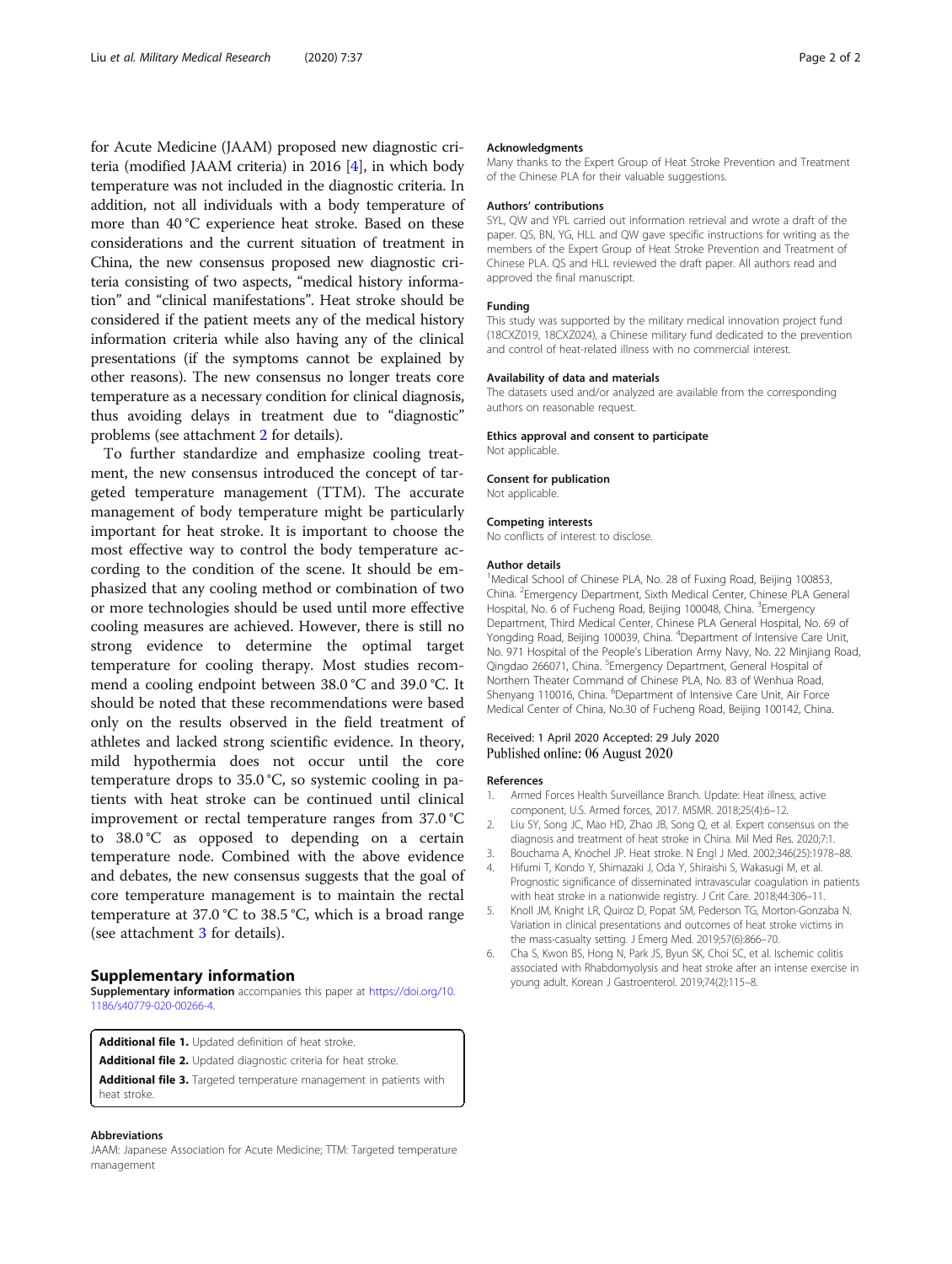for Acute Medicine (JAAM) proposed new diagnostic criteria (modified JAAM criteria) in 2016 [4], in which body temperature was not included in the diagnostic criteria. In addition, not all individuals with a body temperature of more than 40 °C experience heat stroke. Based on these considerations and the current situation of treatment in China, the new consensus proposed new diagnostic criteria consisting of two aspects, "medical history information" and "clinical manifestations". Heat stroke should be considered if the patient meets any of the medical history information criteria while also having any of the clinical presentations (if the symptoms cannot be explained by other reasons). The new consensus no longer treats core temperature as a necessary condition for clinical diagnosis, thus avoiding delays in treatment due to "diagnostic" problems (see attachment 2 for details).

To further standardize and emphasize cooling treatment, the new consensus introduced the concept of targeted temperature management (TTM). The accurate management of body temperature might be particularly important for heat stroke. It is important to choose the most effective way to control the body temperature according to the condition of the scene. It should be emphasized that any cooling method or combination of two or more technologies should be used until more effective cooling measures are achieved. However, there is still no strong evidence to determine the optimal target temperature for cooling therapy. Most studies recommend a cooling endpoint between 38.0 °C and 39.0 °C. It should be noted that these recommendations were based only on the results observed in the field treatment of athletes and lacked strong scientific evidence. In theory, mild hypothermia does not occur until the core temperature drops to 35.0 °C, so systemic cooling in patients with heat stroke can be continued until clinical improvement or rectal temperature ranges from 37.0 °C to 38.0 °C as opposed to depending on a certain temperature node. Combined with the above evidence and debates, the new consensus suggests that the goal of core temperature management is to maintain the rectal temperature at 37.0 °C to 38.5 °C, which is a broad range (see attachment 3 for details).

## Supplementary information

**Supplementary information** accompanies this paper at https://doi.org/10.1186/s40779-020-00266-4.

**Additional file 1.** Updated definition of heat stroke.
**Additional file 2.** Updated diagnostic criteria for heat stroke.
**Additional file 3.** Targeted temperature management in patients with heat stroke.

### Abbreviations

JAAM: Japanese Association for Acute Medicine; TTM: Targeted temperature management

### Acknowledgments

Many thanks to the Expert Group of Heat Stroke Prevention and Treatment of the Chinese PLA for their valuable suggestions.

### Authors' contributions

SYL, QW and YPL carried out information retrieval and wrote a draft of the paper. QS, BN, YG, HLL and QW gave specific instructions for writing as the members of the Expert Group of Heat Stroke Prevention and Treatment of Chinese PLA. QS and HLL reviewed the draft paper. All authors read and approved the final manuscript.

### Funding

This study was supported by the military medical innovation project fund (18CXZ019, 18CXZ024), a Chinese military fund dedicated to the prevention and control of heat-related illness with no commercial interest.

### Availability of data and materials

The datasets used and/or analyzed are available from the corresponding authors on reasonable request.

### Ethics approval and consent to participate

Not applicable.

### Consent for publication

Not applicable.

### Competing interests

No conflicts of interest to disclose.

### Author details

[1]Medical School of Chinese PLA, No. 28 of Fuxing Road, Beijing 100853, China. [2]Emergency Department, Sixth Medical Center, Chinese PLA General Hospital, No. 6 of Fucheng Road, Beijing 100048, China. [3]Emergency Department, Third Medical Center, Chinese PLA General Hospital, No. 69 of Yongding Road, Beijing 100039, China. [4]Department of Intensive Care Unit, No. 971 Hospital of the People's Liberation Army Navy, No. 22 Minjiang Road, Qingdao 266071, China. [5]Emergency Department, General Hospital of Northern Theater Command of Chinese PLA, No. 83 of Wenhua Road, Shenyang 110016, China. [6]Department of Intensive Care Unit, Air Force Medical Center of China, No.30 of Fucheng Road, Beijing 100142, China.

Received: 1 April 2020 Accepted: 29 July 2020
Published online: 06 August 2020

### References

1. Armed Forces Health Surveillance Branch. Update: Heat illness, active component, U.S. Armed forces, 2017. MSMR. 2018;25(4):6–12.
2. Liu SY, Song JC, Mao HD, Zhao JB, Song Q, et al. Expert consensus on the diagnosis and treatment of heat stroke in China. Mil Med Res. 2020;7:1.
3. Bouchama A, Knochel JP. Heat stroke. N Engl J Med. 2002;346(25):1978–88.
4. Hifumi T, Kondo Y, Shimazaki J, Oda Y, Shiraishi S, Wakasugi M, et al. Prognostic significance of disseminated intravascular coagulation in patients with heat stroke in a nationwide registry. J Crit Care. 2018;44:306–11.
5. Knoll JM, Knight LR, Quiroz D, Popat SM, Pederson TG, Morton-Gonzaba N. Variation in clinical presentations and outcomes of heat stroke victims in the mass-casualty setting. J Emerg Med. 2019;57(6):866–70.
6. Cha S, Kwon BS, Hong N, Park JS, Byun SK, Choi SC, et al. Ischemic colitis associated with Rhabdomyolysis and heat stroke after an intense exercise in young adult. Korean J Gastroenterol. 2019;74(2):115–8.